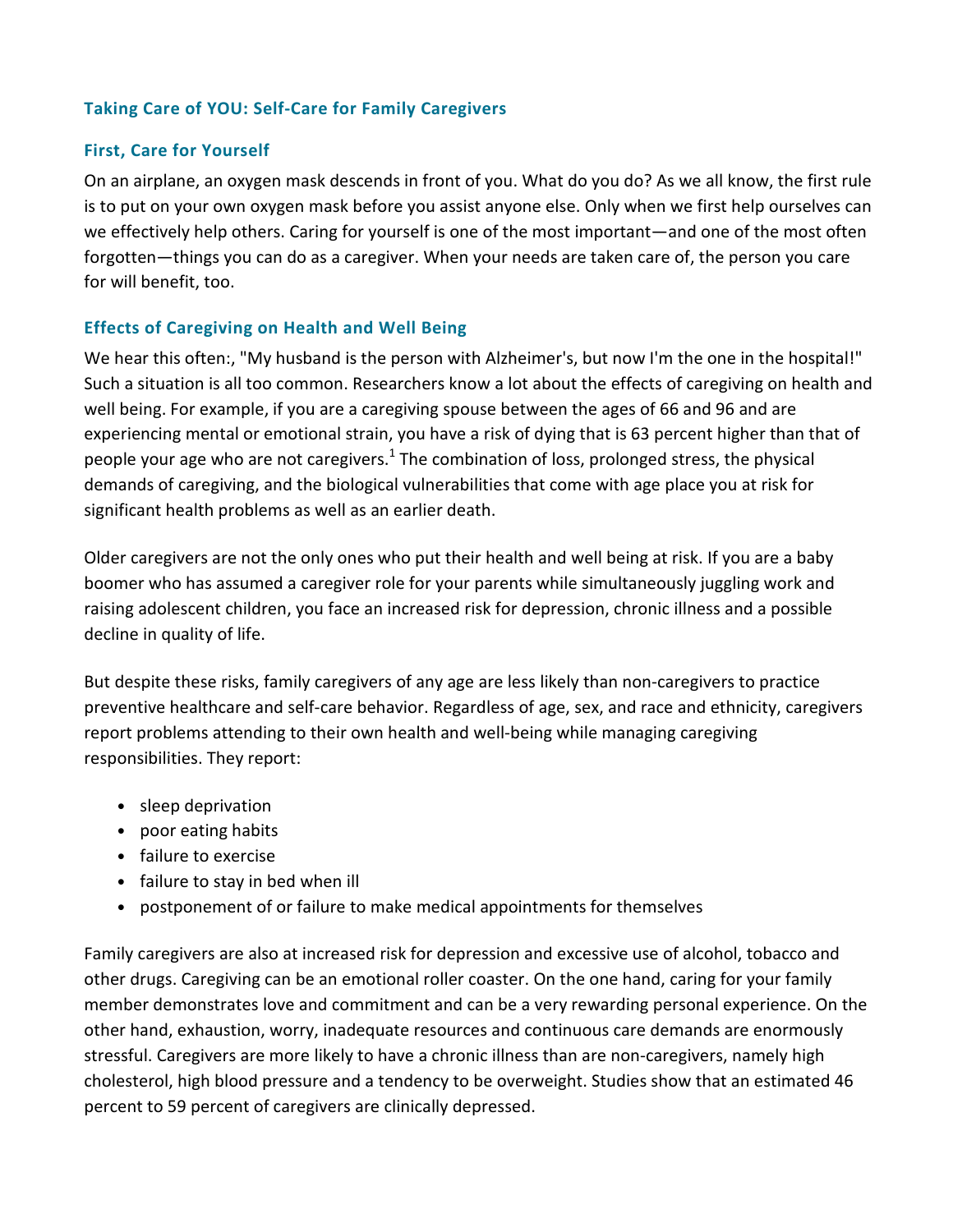## Taking Care of YOU: Self-Care for Family Caregivers

### First, Care for Yourself

On an airplane, an oxygen mask descends in front of you. What do you do? As we all know, the first rule is to put on your own oxygen mask before you assist anyone else. Only when we first help ourselves can we effectively help others. Caring for yourself is one of the most important—and one of the most often forgotten—things you can do as a caregiver. When your needs are taken care of, the person you care for will benefit, too.

### Effects of Caregiving on Health and Well Being

We hear this often:, "My husband is the person with Alzheimer's, but now I'm the one in the hospital!" Such a situation is all too common. Researchers know a lot about the effects of caregiving on health and well being. For example, if you are a caregiving spouse between the ages of 66 and 96 and are experiencing mental or emotional strain, you have a risk of dying that is 63 percent higher than that of people your age who are not caregivers.[1] The combination of loss, prolonged stress, the physical demands of caregiving, and the biological vulnerabilities that come with age place you at risk for significant health problems as well as an earlier death.

Older caregivers are not the only ones who put their health and well being at risk. If you are a baby boomer who has assumed a caregiver role for your parents while simultaneously juggling work and raising adolescent children, you face an increased risk for depression, chronic illness and a possible decline in quality of life.

But despite these risks, family caregivers of any age are less likely than non-caregivers to practice preventive healthcare and self-care behavior. Regardless of age, sex, and race and ethnicity, caregivers report problems attending to their own health and well-being while managing caregiving responsibilities. They report:

- sleep deprivation
- poor eating habits
- failure to exercise
- failure to stay in bed when ill
- postponement of or failure to make medical appointments for themselves

Family caregivers are also at increased risk for depression and excessive use of alcohol, tobacco and other drugs. Caregiving can be an emotional roller coaster. On the one hand, caring for your family member demonstrates love and commitment and can be a very rewarding personal experience. On the other hand, exhaustion, worry, inadequate resources and continuous care demands are enormously stressful. Caregivers are more likely to have a chronic illness than are non-caregivers, namely high cholesterol, high blood pressure and a tendency to be overweight. Studies show that an estimated 46 percent to 59 percent of caregivers are clinically depressed.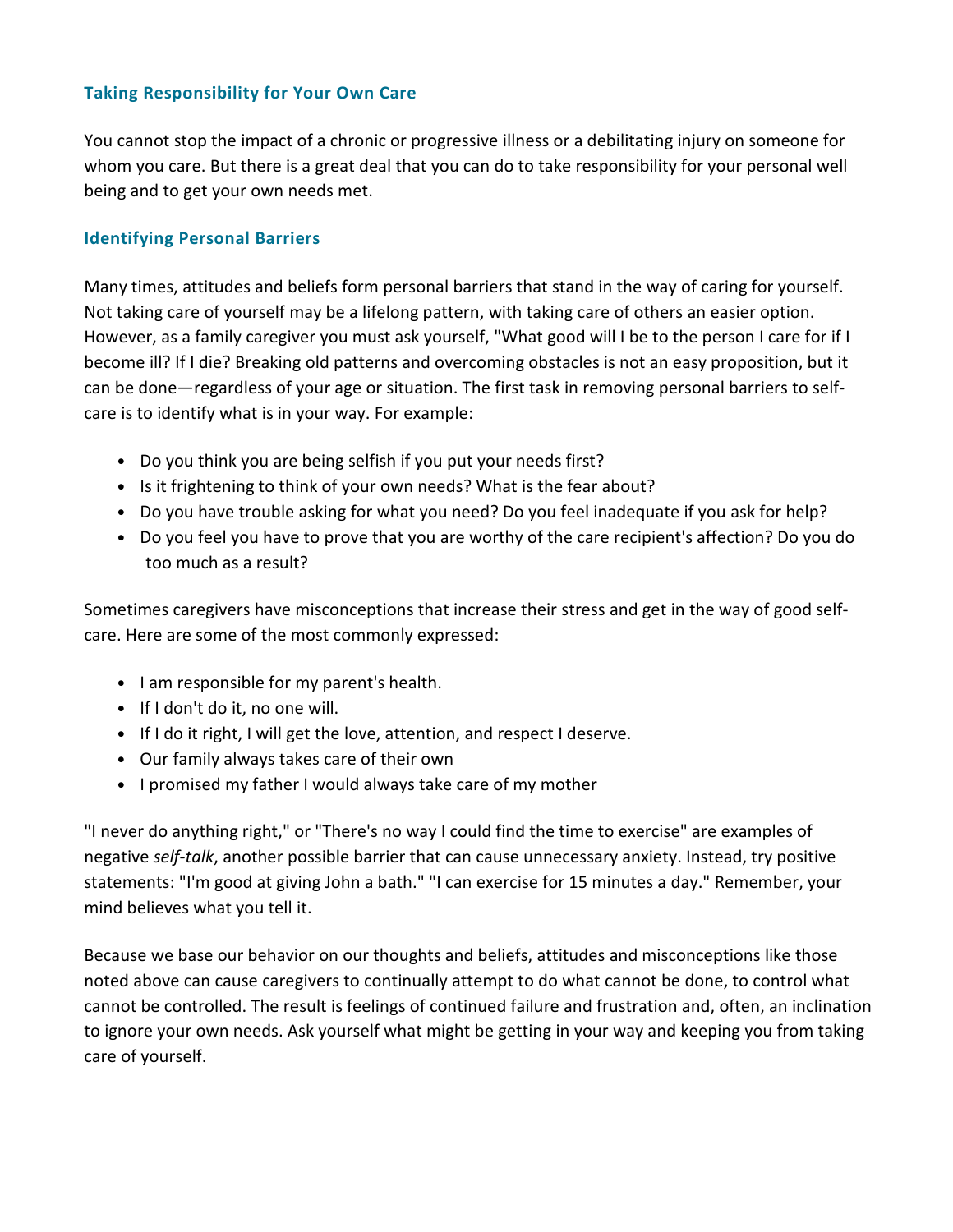### Taking Responsibility for Your Own Care

You cannot stop the impact of a chronic or progressive illness or a debilitating injury on someone for whom you care. But there is a great deal that you can do to take responsibility for your personal well being and to get your own needs met.

### Identifying Personal Barriers

Many times, attitudes and beliefs form personal barriers that stand in the way of caring for yourself. Not taking care of yourself may be a lifelong pattern, with taking care of others an easier option. However, as a family caregiver you must ask yourself, "What good will I be to the person I care for if I become ill? If I die? Breaking old patterns and overcoming obstacles is not an easy proposition, but it can be done—regardless of your age or situation. The first task in removing personal barriers to self-care is to identify what is in your way. For example:

- Do you think you are being selfish if you put your needs first?
- Is it frightening to think of your own needs? What is the fear about?
- Do you have trouble asking for what you need? Do you feel inadequate if you ask for help?
- Do you feel you have to prove that you are worthy of the care recipient's affection? Do you do too much as a result?

Sometimes caregivers have misconceptions that increase their stress and get in the way of good self-care. Here are some of the most commonly expressed:

- I am responsible for my parent's health.
- If I don't do it, no one will.
- If I do it right, I will get the love, attention, and respect I deserve.
- Our family always takes care of their own
- I promised my father I would always take care of my mother

"I never do anything right," or "There's no way I could find the time to exercise" are examples of negative *self-talk*, another possible barrier that can cause unnecessary anxiety. Instead, try positive statements: "I'm good at giving John a bath." "I can exercise for 15 minutes a day." Remember, your mind believes what you tell it.

Because we base our behavior on our thoughts and beliefs, attitudes and misconceptions like those noted above can cause caregivers to continually attempt to do what cannot be done, to control what cannot be controlled. The result is feelings of continued failure and frustration and, often, an inclination to ignore your own needs. Ask yourself what might be getting in your way and keeping you from taking care of yourself.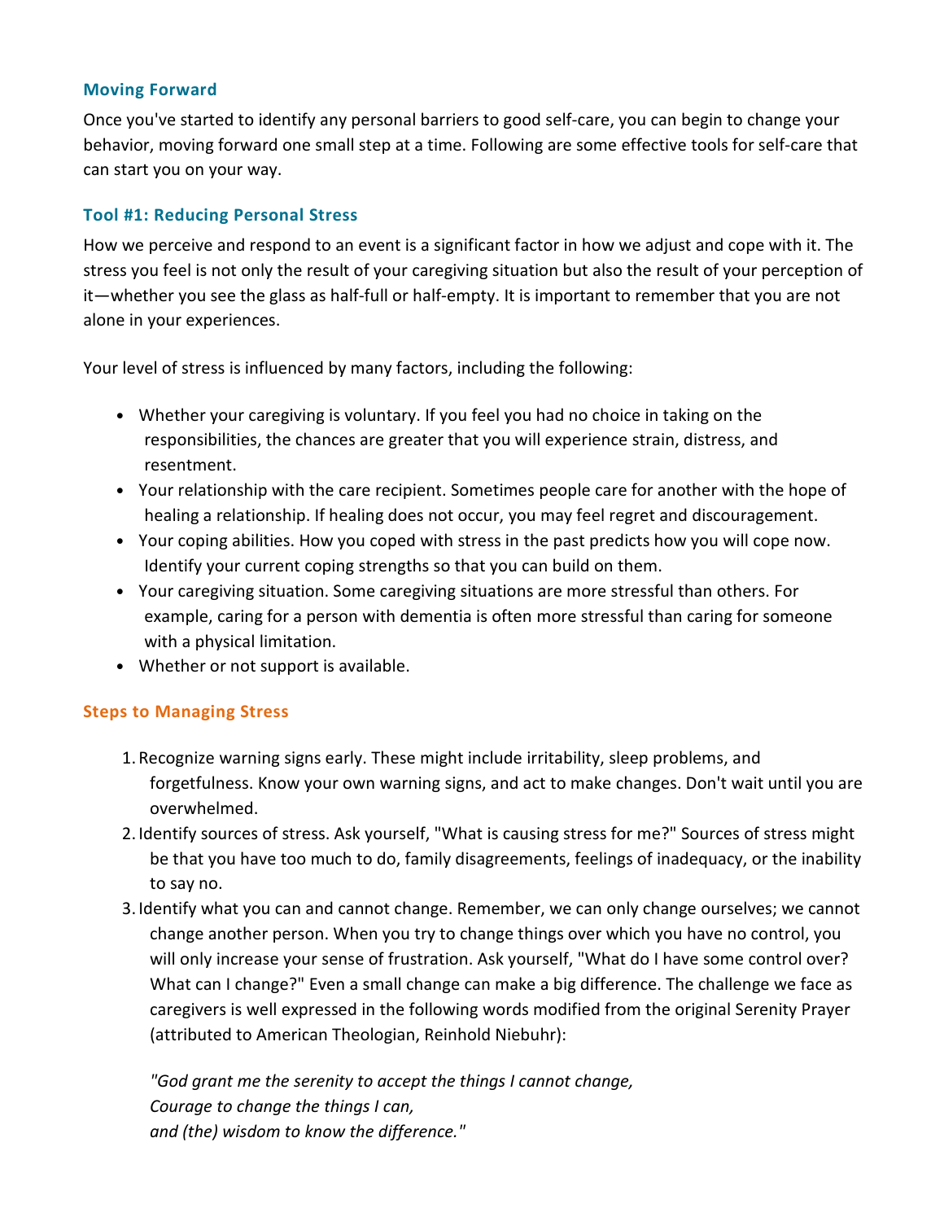### Moving Forward

Once you've started to identify any personal barriers to good self-care, you can begin to change your behavior, moving forward one small step at a time. Following are some effective tools for self-care that can start you on your way.

### Tool #1: Reducing Personal Stress

How we perceive and respond to an event is a significant factor in how we adjust and cope with it. The stress you feel is not only the result of your caregiving situation but also the result of your perception of it—whether you see the glass as half-full or half-empty. It is important to remember that you are not alone in your experiences.

Your level of stress is influenced by many factors, including the following:

- Whether your caregiving is voluntary. If you feel you had no choice in taking on the responsibilities, the chances are greater that you will experience strain, distress, and resentment.
- Your relationship with the care recipient. Sometimes people care for another with the hope of healing a relationship. If healing does not occur, you may feel regret and discouragement.
- Your coping abilities. How you coped with stress in the past predicts how you will cope now. Identify your current coping strengths so that you can build on them.
- Your caregiving situation. Some caregiving situations are more stressful than others. For example, caring for a person with dementia is often more stressful than caring for someone with a physical limitation.
- Whether or not support is available.

#### Steps to Managing Stress

1. Recognize warning signs early. These might include irritability, sleep problems, and forgetfulness. Know your own warning signs, and act to make changes. Don't wait until you are overwhelmed.
2. Identify sources of stress. Ask yourself, "What is causing stress for me?" Sources of stress might be that you have too much to do, family disagreements, feelings of inadequacy, or the inability to say no.
3. Identify what you can and cannot change. Remember, we can only change ourselves; we cannot change another person. When you try to change things over which you have no control, you will only increase your sense of frustration. Ask yourself, "What do I have some control over? What can I change?" Even a small change can make a big difference. The challenge we face as caregivers is well expressed in the following words modified from the original Serenity Prayer (attributed to American Theologian, Reinhold Niebuhr):

   *"God grant me the serenity to accept the things I cannot change,*
   *Courage to change the things I can,*
   *and (the) wisdom to know the difference."*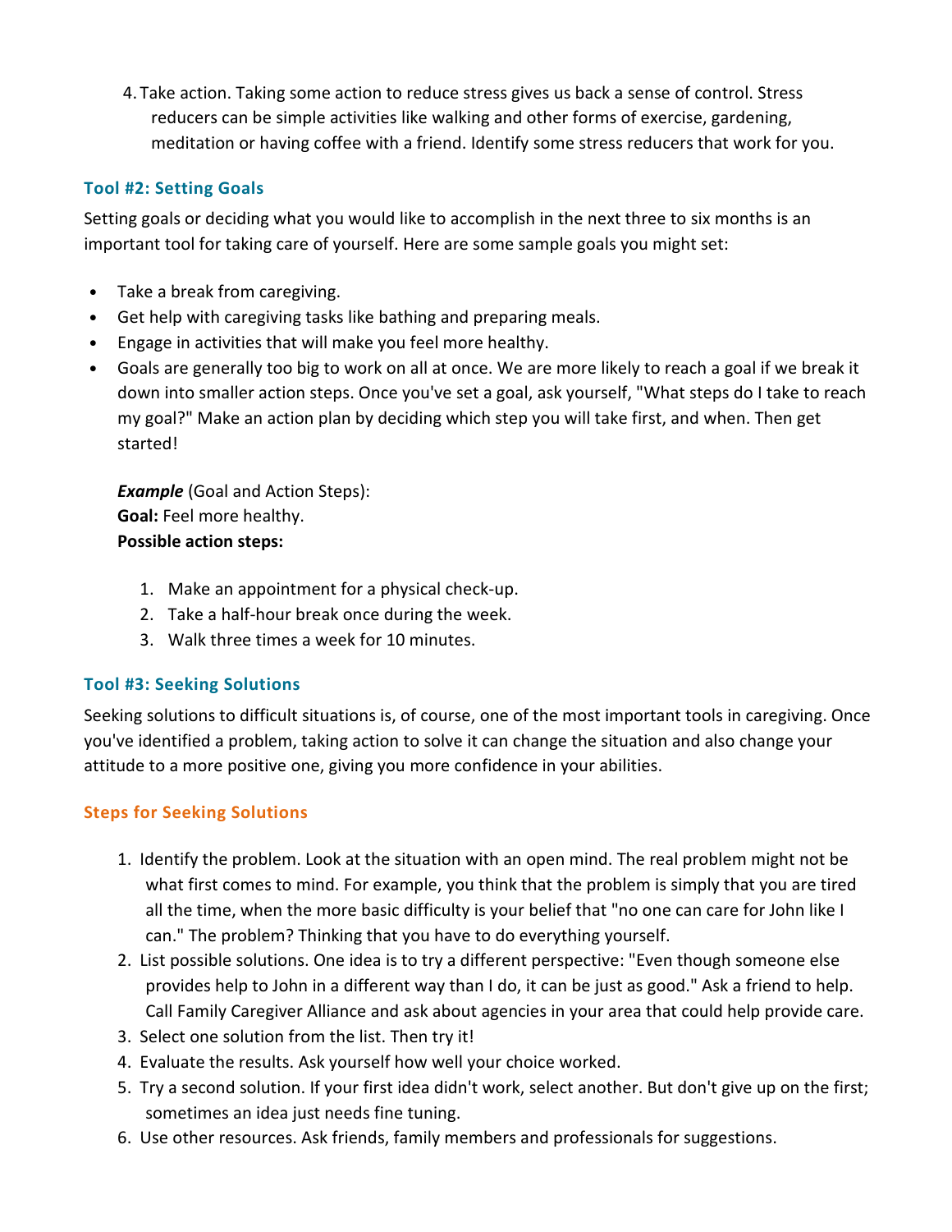4. Take action. Taking some action to reduce stress gives us back a sense of control. Stress reducers can be simple activities like walking and other forms of exercise, gardening, meditation or having coffee with a friend. Identify some stress reducers that work for you.

### Tool #2: Setting Goals

Setting goals or deciding what you would like to accomplish in the next three to six months is an important tool for taking care of yourself. Here are some sample goals you might set:

- Take a break from caregiving.
- Get help with caregiving tasks like bathing and preparing meals.
- Engage in activities that will make you feel more healthy.
- Goals are generally too big to work on all at once. We are more likely to reach a goal if we break it down into smaller action steps. Once you've set a goal, ask yourself, "What steps do I take to reach my goal?" Make an action plan by deciding which step you will take first, and when. Then get started!

  ***Example*** (Goal and Action Steps):
  **Goal:** Feel more healthy.
  **Possible action steps:**

  1. Make an appointment for a physical check-up.
  2. Take a half-hour break once during the week.
  3. Walk three times a week for 10 minutes.

### Tool #3: Seeking Solutions

Seeking solutions to difficult situations is, of course, one of the most important tools in caregiving. Once you've identified a problem, taking action to solve it can change the situation and also change your attitude to a more positive one, giving you more confidence in your abilities.

#### Steps for Seeking Solutions

1. Identify the problem. Look at the situation with an open mind. The real problem might not be what first comes to mind. For example, you think that the problem is simply that you are tired all the time, when the more basic difficulty is your belief that "no one can care for John like I can." The problem? Thinking that you have to do everything yourself.
2. List possible solutions. One idea is to try a different perspective: "Even though someone else provides help to John in a different way than I do, it can be just as good." Ask a friend to help. Call Family Caregiver Alliance and ask about agencies in your area that could help provide care.
3. Select one solution from the list. Then try it!
4. Evaluate the results. Ask yourself how well your choice worked.
5. Try a second solution. If your first idea didn't work, select another. But don't give up on the first; sometimes an idea just needs fine tuning.
6. Use other resources. Ask friends, family members and professionals for suggestions.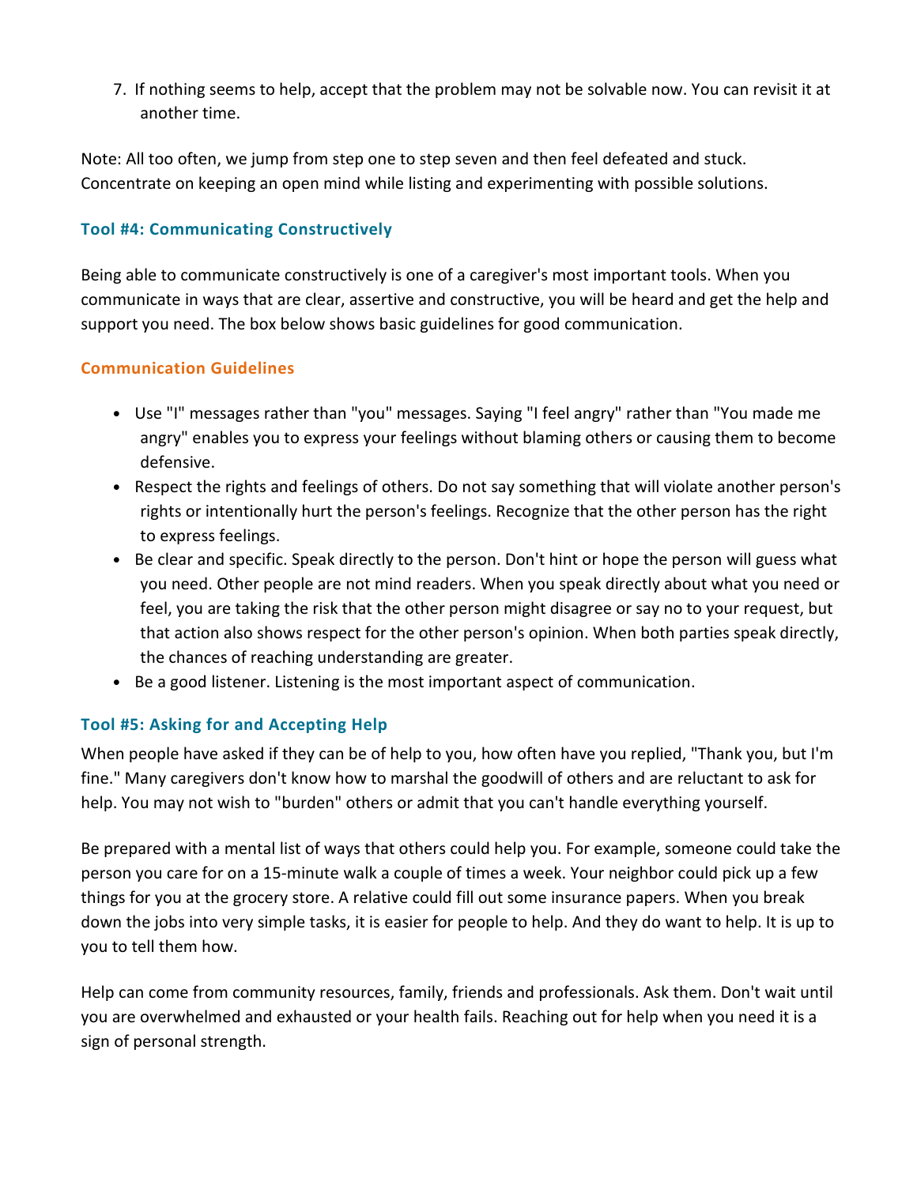7. If nothing seems to help, accept that the problem may not be solvable now. You can revisit it at another time.

Note: All too often, we jump from step one to step seven and then feel defeated and stuck. Concentrate on keeping an open mind while listing and experimenting with possible solutions.

### Tool #4: Communicating Constructively

Being able to communicate constructively is one of a caregiver's most important tools. When you communicate in ways that are clear, assertive and constructive, you will be heard and get the help and support you need. The box below shows basic guidelines for good communication.

#### Communication Guidelines

- Use "I" messages rather than "you" messages. Saying "I feel angry" rather than "You made me angry" enables you to express your feelings without blaming others or causing them to become defensive.
- Respect the rights and feelings of others. Do not say something that will violate another person's rights or intentionally hurt the person's feelings. Recognize that the other person has the right to express feelings.
- Be clear and specific. Speak directly to the person. Don't hint or hope the person will guess what you need. Other people are not mind readers. When you speak directly about what you need or feel, you are taking the risk that the other person might disagree or say no to your request, but that action also shows respect for the other person's opinion. When both parties speak directly, the chances of reaching understanding are greater.
- Be a good listener. Listening is the most important aspect of communication.

### Tool #5: Asking for and Accepting Help

When people have asked if they can be of help to you, how often have you replied, "Thank you, but I'm fine." Many caregivers don't know how to marshal the goodwill of others and are reluctant to ask for help. You may not wish to "burden" others or admit that you can't handle everything yourself.

Be prepared with a mental list of ways that others could help you. For example, someone could take the person you care for on a 15-minute walk a couple of times a week. Your neighbor could pick up a few things for you at the grocery store. A relative could fill out some insurance papers. When you break down the jobs into very simple tasks, it is easier for people to help. And they do want to help. It is up to you to tell them how.

Help can come from community resources, family, friends and professionals. Ask them. Don't wait until you are overwhelmed and exhausted or your health fails. Reaching out for help when you need it is a sign of personal strength.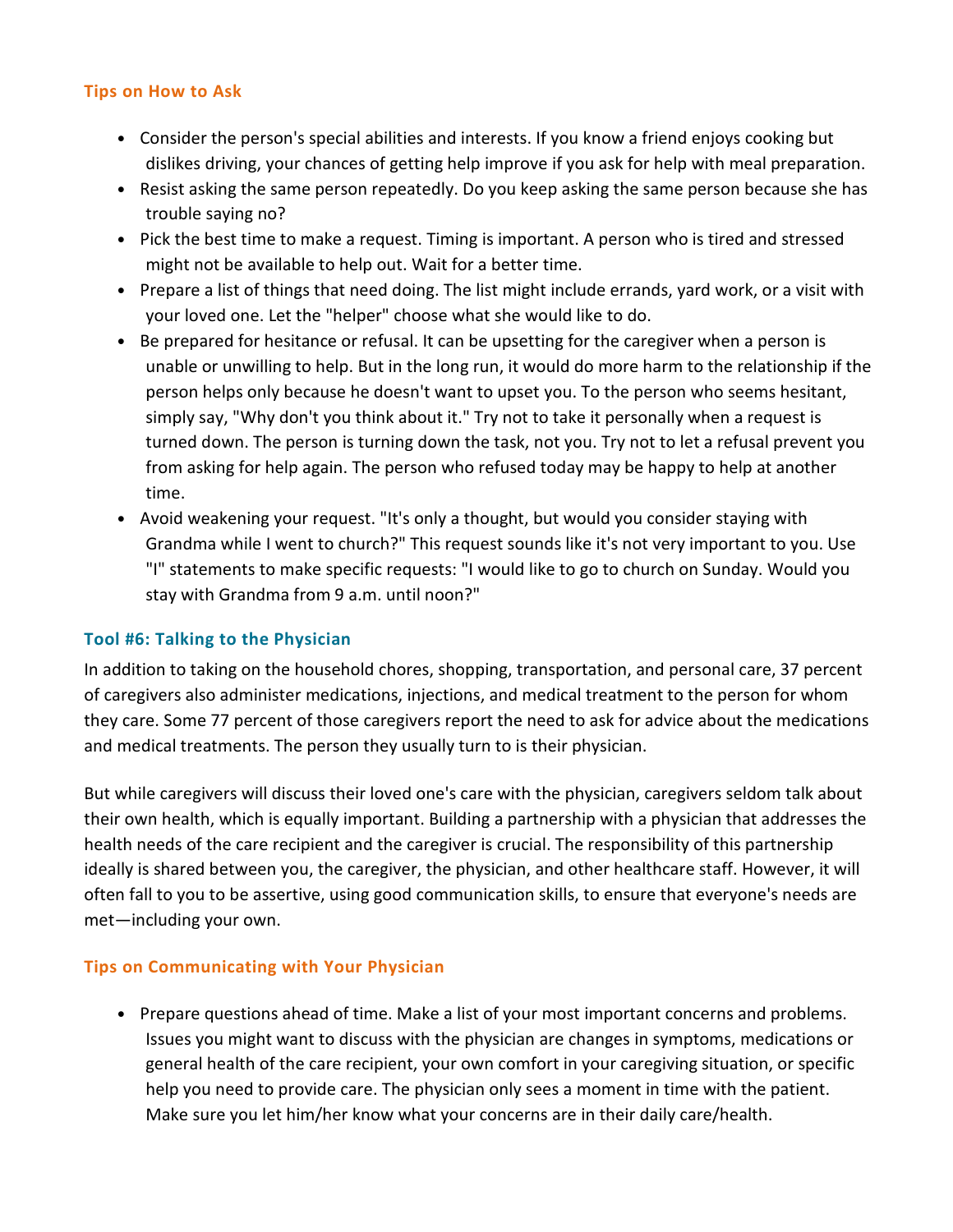### Tips on How to Ask

- Consider the person's special abilities and interests. If you know a friend enjoys cooking but dislikes driving, your chances of getting help improve if you ask for help with meal preparation.
- Resist asking the same person repeatedly. Do you keep asking the same person because she has trouble saying no?
- Pick the best time to make a request. Timing is important. A person who is tired and stressed might not be available to help out. Wait for a better time.
- Prepare a list of things that need doing. The list might include errands, yard work, or a visit with your loved one. Let the "helper" choose what she would like to do.
- Be prepared for hesitance or refusal. It can be upsetting for the caregiver when a person is unable or unwilling to help. But in the long run, it would do more harm to the relationship if the person helps only because he doesn't want to upset you. To the person who seems hesitant, simply say, "Why don't you think about it." Try not to take it personally when a request is turned down. The person is turning down the task, not you. Try not to let a refusal prevent you from asking for help again. The person who refused today may be happy to help at another time.
- Avoid weakening your request. "It's only a thought, but would you consider staying with Grandma while I went to church?" This request sounds like it's not very important to you. Use "I" statements to make specific requests: "I would like to go to church on Sunday. Would you stay with Grandma from 9 a.m. until noon?"

## Tool #6: Talking to the Physician

In addition to taking on the household chores, shopping, transportation, and personal care, 37 percent of caregivers also administer medications, injections, and medical treatment to the person for whom they care. Some 77 percent of those caregivers report the need to ask for advice about the medications and medical treatments. The person they usually turn to is their physician.

But while caregivers will discuss their loved one's care with the physician, caregivers seldom talk about their own health, which is equally important. Building a partnership with a physician that addresses the health needs of the care recipient and the caregiver is crucial. The responsibility of this partnership ideally is shared between you, the caregiver, the physician, and other healthcare staff. However, it will often fall to you to be assertive, using good communication skills, to ensure that everyone's needs are met—including your own.

### Tips on Communicating with Your Physician

- Prepare questions ahead of time. Make a list of your most important concerns and problems. Issues you might want to discuss with the physician are changes in symptoms, medications or general health of the care recipient, your own comfort in your caregiving situation, or specific help you need to provide care. The physician only sees a moment in time with the patient. Make sure you let him/her know what your concerns are in their daily care/health.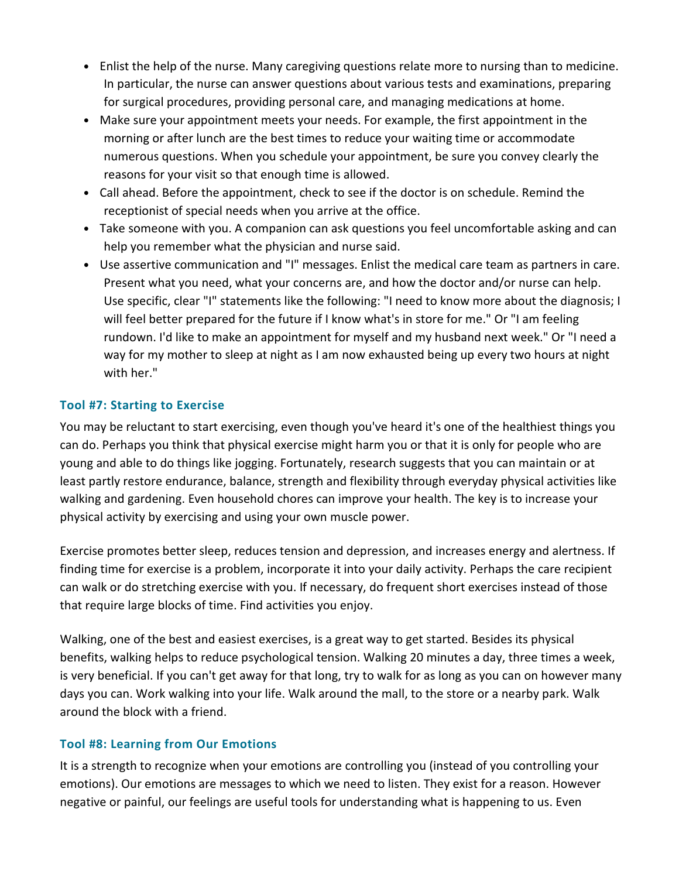- Enlist the help of the nurse. Many caregiving questions relate more to nursing than to medicine. In particular, the nurse can answer questions about various tests and examinations, preparing for surgical procedures, providing personal care, and managing medications at home.
- Make sure your appointment meets your needs. For example, the first appointment in the morning or after lunch are the best times to reduce your waiting time or accommodate numerous questions. When you schedule your appointment, be sure you convey clearly the reasons for your visit so that enough time is allowed.
- Call ahead. Before the appointment, check to see if the doctor is on schedule. Remind the receptionist of special needs when you arrive at the office.
- Take someone with you. A companion can ask questions you feel uncomfortable asking and can help you remember what the physician and nurse said.
- Use assertive communication and "I" messages. Enlist the medical care team as partners in care. Present what you need, what your concerns are, and how the doctor and/or nurse can help. Use specific, clear "I" statements like the following: "I need to know more about the diagnosis; I will feel better prepared for the future if I know what's in store for me." Or "I am feeling rundown. I'd like to make an appointment for myself and my husband next week." Or "I need a way for my mother to sleep at night as I am now exhausted being up every two hours at night with her."

### Tool #7: Starting to Exercise

You may be reluctant to start exercising, even though you've heard it's one of the healthiest things you can do. Perhaps you think that physical exercise might harm you or that it is only for people who are young and able to do things like jogging. Fortunately, research suggests that you can maintain or at least partly restore endurance, balance, strength and flexibility through everyday physical activities like walking and gardening. Even household chores can improve your health. The key is to increase your physical activity by exercising and using your own muscle power.

Exercise promotes better sleep, reduces tension and depression, and increases energy and alertness. If finding time for exercise is a problem, incorporate it into your daily activity. Perhaps the care recipient can walk or do stretching exercise with you. If necessary, do frequent short exercises instead of those that require large blocks of time. Find activities you enjoy.

Walking, one of the best and easiest exercises, is a great way to get started. Besides its physical benefits, walking helps to reduce psychological tension. Walking 20 minutes a day, three times a week, is very beneficial. If you can't get away for that long, try to walk for as long as you can on however many days you can. Work walking into your life. Walk around the mall, to the store or a nearby park. Walk around the block with a friend.

### Tool #8: Learning from Our Emotions

It is a strength to recognize when your emotions are controlling you (instead of you controlling your emotions). Our emotions are messages to which we need to listen. They exist for a reason. However negative or painful, our feelings are useful tools for understanding what is happening to us. Even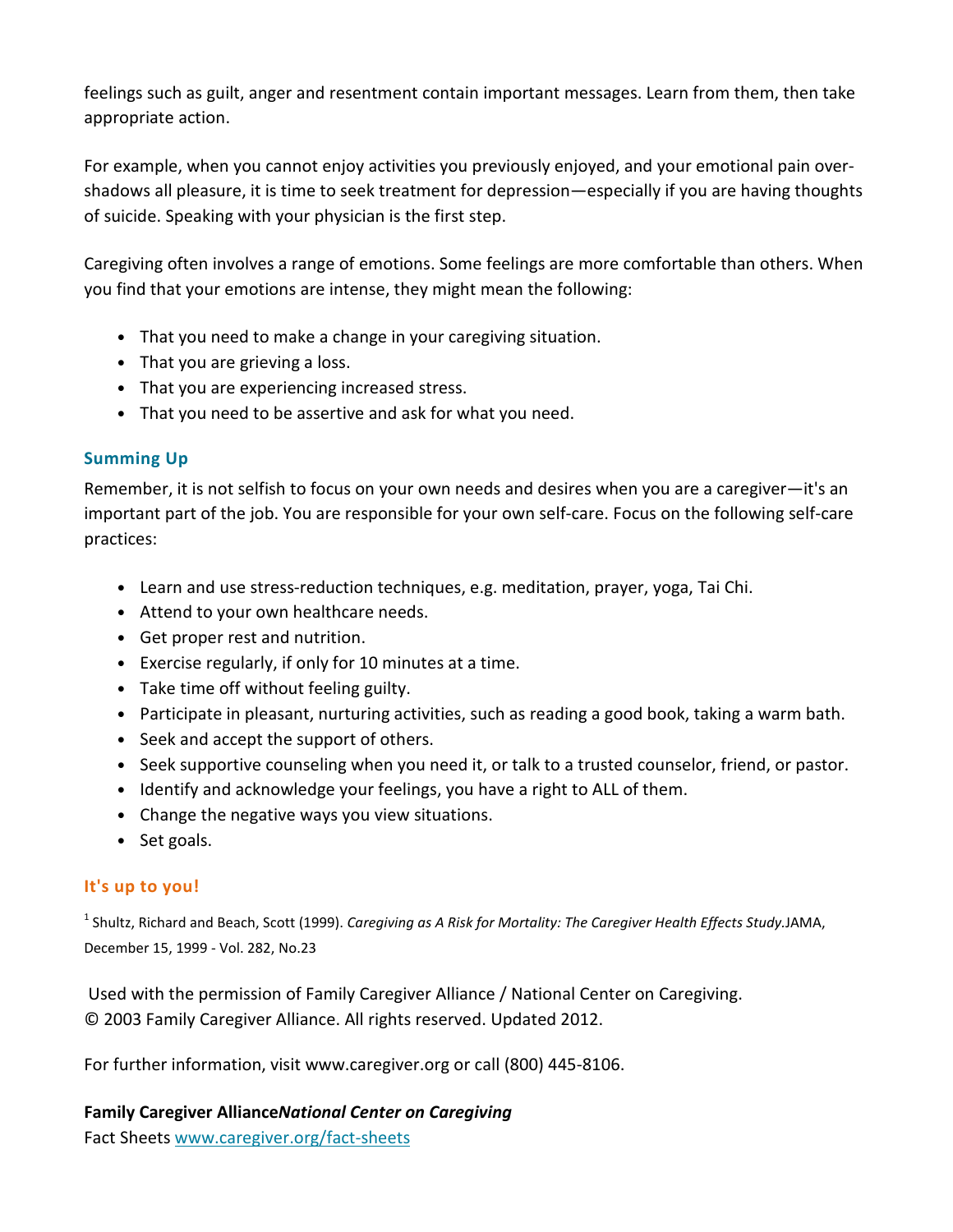feelings such as guilt, anger and resentment contain important messages. Learn from them, then take appropriate action.

For example, when you cannot enjoy activities you previously enjoyed, and your emotional pain overshadows all pleasure, it is time to seek treatment for depression—especially if you are having thoughts of suicide. Speaking with your physician is the first step.

Caregiving often involves a range of emotions. Some feelings are more comfortable than others. When you find that your emotions are intense, they might mean the following:

- That you need to make a change in your caregiving situation.
- That you are grieving a loss.
- That you are experiencing increased stress.
- That you need to be assertive and ask for what you need.

### Summing Up

Remember, it is not selfish to focus on your own needs and desires when you are a caregiver—it's an important part of the job. You are responsible for your own self-care. Focus on the following self-care practices:

- Learn and use stress-reduction techniques, e.g. meditation, prayer, yoga, Tai Chi.
- Attend to your own healthcare needs.
- Get proper rest and nutrition.
- Exercise regularly, if only for 10 minutes at a time.
- Take time off without feeling guilty.
- Participate in pleasant, nurturing activities, such as reading a good book, taking a warm bath.
- Seek and accept the support of others.
- Seek supportive counseling when you need it, or talk to a trusted counselor, friend, or pastor.
- Identify and acknowledge your feelings, you have a right to ALL of them.
- Change the negative ways you view situations.
- Set goals.

### It's up to you!

[1] Shultz, Richard and Beach, Scott (1999). *Caregiving as A Risk for Mortality: The Caregiver Health Effects Study.*JAMA, December 15, 1999 - Vol. 282, No.23

Used with the permission of Family Caregiver Alliance / National Center on Caregiving.
© 2003 Family Caregiver Alliance. All rights reserved. Updated 2012.

For further information, visit www.caregiver.org or call (800) 445-8106.

**Family Caregiver Alliance*National Center on Caregiving***
Fact Sheets www.caregiver.org/fact-sheets